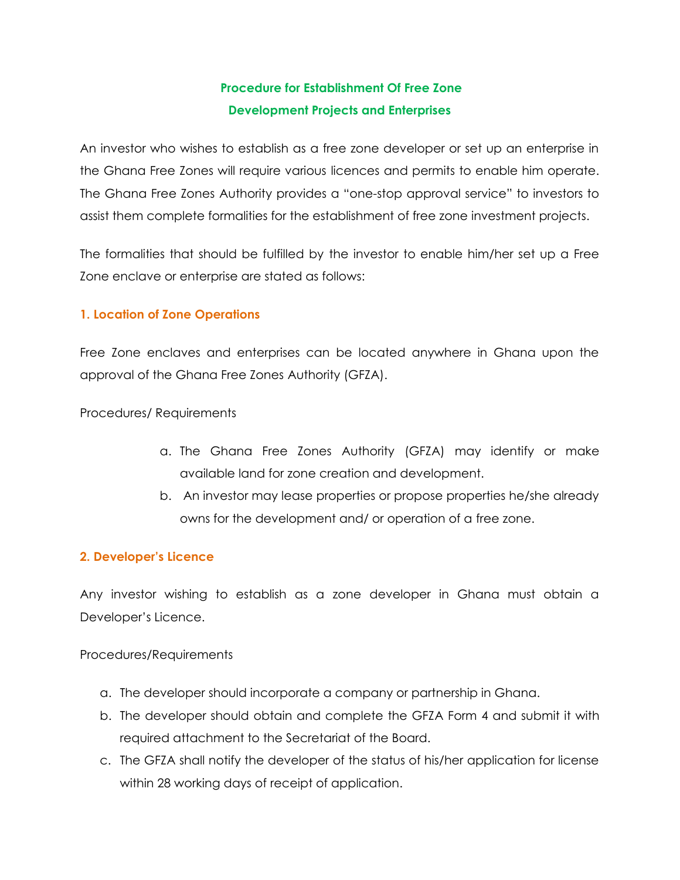# Procedure for Establishment Of Free Zone Development Projects and Enterprises

An investor who wishes to establish as a free zone developer or set up an enterprise in the Ghana Free Zones will require various licences and permits to enable him operate. The Ghana Free Zones Authority provides a "one-stop approval service" to investors to assist them complete formalities for the establishment of free zone investment projects.

The formalities that should be fulfilled by the investor to enable him/her set up a Free Zone enclave or enterprise are stated as follows:

## 1. Location of Zone Operations

Free Zone enclaves and enterprises can be located anywhere in Ghana upon the approval of the Ghana Free Zones Authority (GFZA).

Procedures/ Requirements

a. The Ghana Free Zones Authority (GFZA) may identify or make available land for zone creation and development.
b. An investor may lease properties or propose properties he/she already owns for the development and/ or operation of a free zone.

## 2. Developer's Licence

Any investor wishing to establish as a zone developer in Ghana must obtain a Developer's Licence.

Procedures/Requirements

a. The developer should incorporate a company or partnership in Ghana.
b. The developer should obtain and complete the GFZA Form 4 and submit it with required attachment to the Secretariat of the Board.
c. The GFZA shall notify the developer of the status of his/her application for license within 28 working days of receipt of application.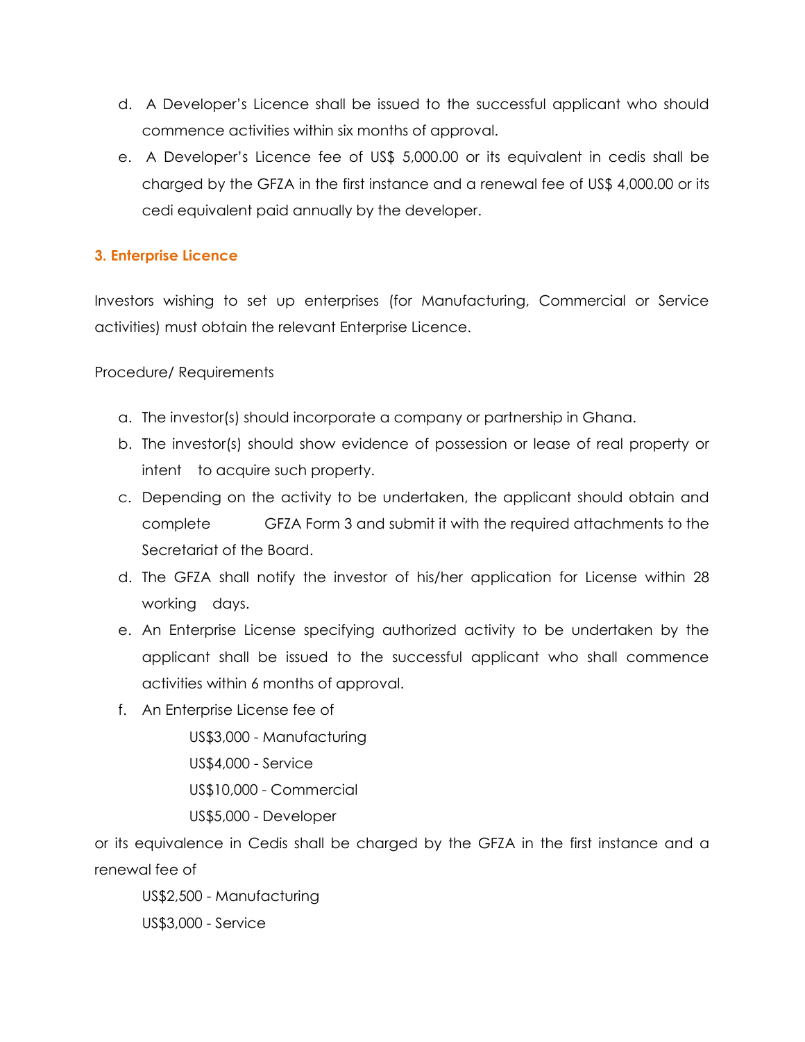d. A Developer's Licence shall be issued to the successful applicant who should commence activities within six months of approval.

e. A Developer's Licence fee of US$ 5,000.00 or its equivalent in cedis shall be charged by the GFZA in the first instance and a renewal fee of US$ 4,000.00 or its cedi equivalent paid annually by the developer.

### 3. Enterprise Licence

Investors wishing to set up enterprises (for Manufacturing, Commercial or Service activities) must obtain the relevant Enterprise Licence.

Procedure/ Requirements

a. The investor(s) should incorporate a company or partnership in Ghana.

b. The investor(s) should show evidence of possession or lease of real property or intent to acquire such property.

c. Depending on the activity to be undertaken, the applicant should obtain and complete GFZA Form 3 and submit it with the required attachments to the Secretariat of the Board.

d. The GFZA shall notify the investor of his/her application for License within 28 working days.

e. An Enterprise License specifying authorized activity to be undertaken by the applicant shall be issued to the successful applicant who shall commence activities within 6 months of approval.

f. An Enterprise License fee of

US$3,000 - Manufacturing
US$4,000 - Service
US$10,000 - Commercial
US$5,000 - Developer

or its equivalence in Cedis shall be charged by the GFZA in the first instance and a renewal fee of

US$2,500 - Manufacturing
US$3,000 - Service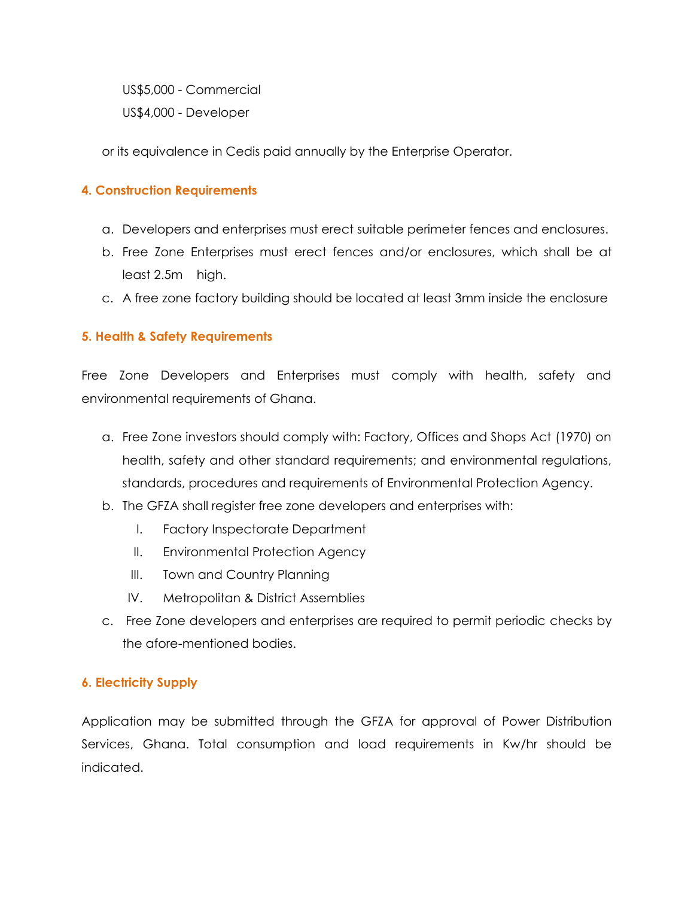US$5,000 - Commercial

US$4,000 - Developer

or its equivalence in Cedis paid annually by the Enterprise Operator.

### 4. Construction Requirements

a. Developers and enterprises must erect suitable perimeter fences and enclosures.
b. Free Zone Enterprises must erect fences and/or enclosures, which shall be at least 2.5m high.
c. A free zone factory building should be located at least 3mm inside the enclosure

### 5. Health & Safety Requirements

Free Zone Developers and Enterprises must comply with health, safety and environmental requirements of Ghana.

a. Free Zone investors should comply with: Factory, Offices and Shops Act (1970) on health, safety and other standard requirements; and environmental regulations, standards, procedures and requirements of Environmental Protection Agency.
b. The GFZA shall register free zone developers and enterprises with:
   I. Factory Inspectorate Department
   II. Environmental Protection Agency
   III. Town and Country Planning
   IV. Metropolitan & District Assemblies
c. Free Zone developers and enterprises are required to permit periodic checks by the afore-mentioned bodies.

### 6. Electricity Supply

Application may be submitted through the GFZA for approval of Power Distribution Services, Ghana. Total consumption and load requirements in Kw/hr should be indicated.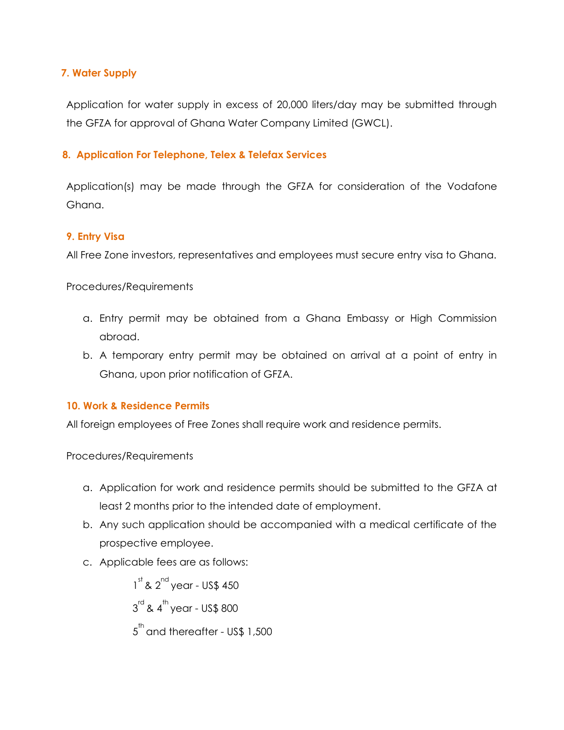### 7. Water Supply

Application for water supply in excess of 20,000 liters/day may be submitted through the GFZA for approval of Ghana Water Company Limited (GWCL).

### 8. Application For Telephone, Telex & Telefax Services

Application(s) may be made through the GFZA for consideration of the Vodafone Ghana.

### 9. Entry Visa

All Free Zone investors, representatives and employees must secure entry visa to Ghana.

Procedures/Requirements

a. Entry permit may be obtained from a Ghana Embassy or High Commission abroad.
b. A temporary entry permit may be obtained on arrival at a point of entry in Ghana, upon prior notification of GFZA.

### 10. Work & Residence Permits

All foreign employees of Free Zones shall require work and residence permits.

Procedures/Requirements

a. Application for work and residence permits should be submitted to the GFZA at least 2 months prior to the intended date of employment.
b. Any such application should be accompanied with a medical certificate of the prospective employee.
c. Applicable fees are as follows:

    1st & 2nd year - US$ 450

    3rd & 4th year - US$ 800

    5th and thereafter - US$ 1,500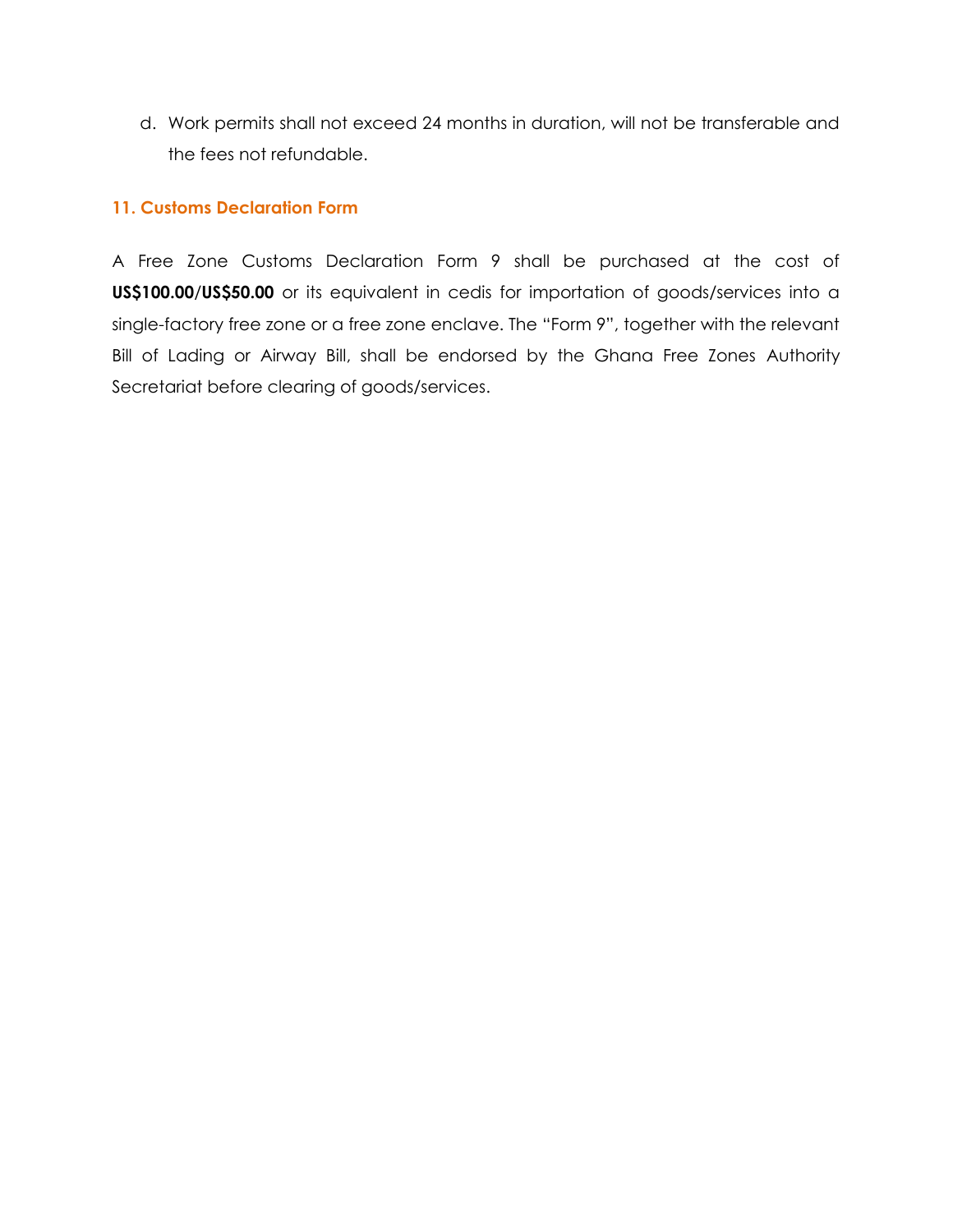d. Work permits shall not exceed 24 months in duration, will not be transferable and the fees not refundable.

### 11. Customs Declaration Form

A Free Zone Customs Declaration Form 9 shall be purchased at the cost of **US$100.00/US$50.00** or its equivalent in cedis for importation of goods/services into a single-factory free zone or a free zone enclave. The "Form 9", together with the relevant Bill of Lading or Airway Bill, shall be endorsed by the Ghana Free Zones Authority Secretariat before clearing of goods/services.